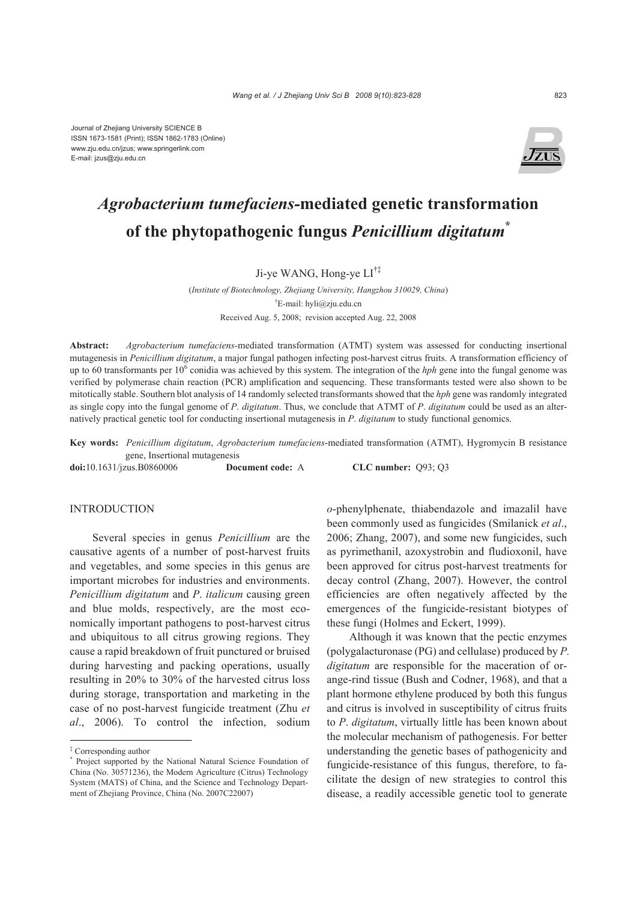Journal of Zhejiang University SCIENCE B
ISSN 1673-1581 (Print); ISSN 1862-1783 (Online)
www.zju.edu.cn/jzus; www.springerlink.com
E-mail: jzus@zju.edu.cn

# *Agrobacterium tumefaciens*-mediated genetic transformation of the phytopathogenic fungus *Penicillium digitatum*[*]

Ji-ye WANG, Hong-ye LI[†‡]

(*Institute of Biotechnology, Zhejiang University, Hangzhou 310029, China*)

[†]E-mail: hyli@zju.edu.cn

Received Aug. 5, 2008; revision accepted Aug. 22, 2008

**Abstract:** *Agrobacterium tumefaciens*-mediated transformation (ATMT) system was assessed for conducting insertional mutagenesis in *Penicillium digitatum*, a major fungal pathogen infecting post-harvest citrus fruits. A transformation efficiency of up to 60 transformants per $10^6$ conidia was achieved by this system. The integration of the *hph* gene into the fungal genome was verified by polymerase chain reaction (PCR) amplification and sequencing. These transformants tested were also shown to be mitotically stable. Southern blot analysis of 14 randomly selected transformants showed that the *hph* gene was randomly integrated as single copy into the fungal genome of *P. digitatum*. Thus, we conclude that ATMT of *P. digitatum* could be used as an alternatively practical genetic tool for conducting insertional mutagenesis in *P. digitatum* to study functional genomics.

**Key words:** *Penicillium digitatum*, *Agrobacterium tumefaciens*-mediated transformation (ATMT), Hygromycin B resistance gene, Insertional mutagenesis

**doi:**10.1631/jzus.B0860006 **Document code:** A **CLC number:** Q93; Q3

## INTRODUCTION

Several species in genus *Penicillium* are the causative agents of a number of post-harvest fruits and vegetables, and some species in this genus are important microbes for industries and environments. *Penicillium digitatum* and *P. italicum* causing green and blue molds, respectively, are the most economically important pathogens to post-harvest citrus and ubiquitous to all citrus growing regions. They cause a rapid breakdown of fruit punctured or bruised during harvesting and packing operations, usually resulting in 20% to 30% of the harvested citrus loss during storage, transportation and marketing in the case of no post-harvest fungicide treatment (Zhu *et al*., 2006). To control the infection, sodium *o*-phenylphenate, thiabendazole and imazalil have been commonly used as fungicides (Smilanick *et al*., 2006; Zhang, 2007), and some new fungicides, such as pyrimethanil, azoxystrobin and fludioxonil, have been approved for citrus post-harvest treatments for decay control (Zhang, 2007). However, the control efficiencies are often negatively affected by the emergences of the fungicide-resistant biotypes of these fungi (Holmes and Eckert, 1999).

Although it was known that the pectic enzymes (polygalacturonase (PG) and cellulase) produced by *P. digitatum* are responsible for the maceration of orange-rind tissue (Bush and Codner, 1968), and that a plant hormone ethylene produced by both this fungus and citrus is involved in susceptibility of citrus fruits to *P. digitatum*, virtually little has been known about the molecular mechanism of pathogenesis. For better understanding the genetic bases of pathogenicity and fungicide-resistance of this fungus, therefore, to facilitate the design of new strategies to control this disease, a readily accessible genetic tool to generate

[‡] Corresponding author

[*] Project supported by the National Natural Science Foundation of China (No. 30571236), the Modern Agriculture (Citrus) Technology System (MATS) of China, and the Science and Technology Department of Zhejiang Province, China (No. 2007C22007)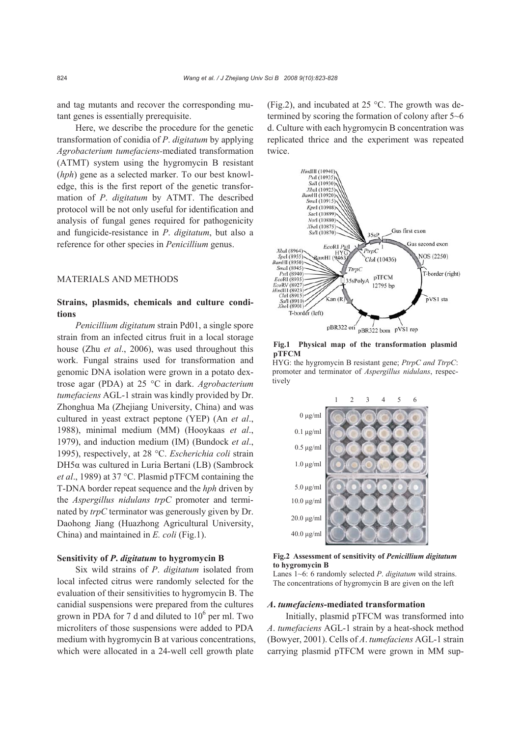and tag mutants and recover the corresponding mutant genes is essentially prerequisite.

Here, we describe the procedure for the genetic transformation of conidia of *P*. *digitatum* by applying *Agrobacterium tumefaciens*-mediated transformation (ATMT) system using the hygromycin B resistant (*hph*) gene as a selected marker. To our best knowledge, this is the first report of the genetic transformation of *P*. *digitatum* by ATMT. The described protocol will be not only useful for identification and analysis of fungal genes required for pathogenicity and fungicide-resistance in *P*. *digitatum*, but also a reference for other species in *Penicillium* genus.

## MATERIALS AND METHODS

### Strains, plasmids, chemicals and culture conditions

*Penicillium digitatum* strain Pd01, a single spore strain from an infected citrus fruit in a local storage house (Zhu *et al*., 2006), was used throughout this work. Fungal strains used for transformation and genomic DNA isolation were grown in a potato dextrose agar (PDA) at 25 °C in dark. *Agrobacterium tumefaciens* AGL-1 strain was kindly provided by Dr. Zhonghua Ma (Zhejiang University, China) and was cultured in yeast extract peptone (YEP) (An *et al*., 1988), minimal medium (MM) (Hooykaas *et al*., 1979), and induction medium (IM) (Bundock *et al*., 1995), respectively, at 28 °C. *Escherichia coli* strain DH5α was cultured in Luria Bertani (LB) (Sambrock *et al*., 1989) at 37 °C. Plasmid pTFCM containing the T-DNA border repeat sequence and the *hph* driven by the *Aspergillus nidulans trpC* promoter and terminated by *trpC* terminator was generously given by Dr. Daohong Jiang (Huazhong Agricultural University, China) and maintained in *E. coli* (Fig.1).

### Sensitivity of *P. digitatum* to hygromycin B

Six wild strains of *P*. *digitatum* isolated from local infected citrus were randomly selected for the evaluation of their sensitivities to hygromycin B. The canidial suspensions were prepared from the cultures grown in PDA for 7 d and diluted to $10^6$ per ml. Two microliters of those suspensions were added to PDA medium with hygromycin B at various concentrations, which were allocated in a 24-well cell growth plate (Fig.2), and incubated at 25 °C. The growth was determined by scoring the formation of colony after 5~6 d. Culture with each hygromycin B concentration was replicated thrice and the experiment was repeated twice.

**Fig.1 Physical map of the transformation plasmid pTFCM**

HYG: the hygromycin B resistant gene; *PtrpC and TtrpC*: promoter and terminator of *Aspergillus nidulans*, respectively

**Fig.2 Assessment of sensitivity of *Penicillium digitatum* to hygromycin B**

Lanes 1~6: 6 randomly selected *P*. *digitatum* wild strains. The concentrations of hygromycin B are given on the left

### *A*. *tumefaciens*-mediated transformation

Initially, plasmid pTFCM was transformed into *A*. *tumefaciens* AGL-1 strain by a heat-shock method (Bowyer, 2001). Cells of *A*. *tumefaciens* AGL-1 strain carrying plasmid pTFCM were grown in MM sup-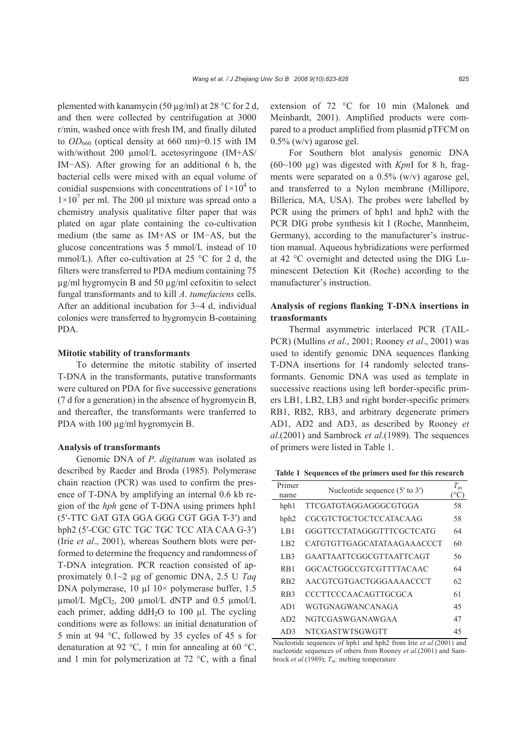plemented with kanamycin (50 μg/ml) at 28 °C for 2 d, and then were collected by centrifugation at 3000 r/min, washed once with fresh IM, and finally diluted to $OD_{660}$ (optical density at 660 nm)=0.15 with IM with/without 200 μmol/L acetosyringone (IM+AS/ IM−AS). After growing for an additional 6 h, the bacterial cells were mixed with an equal volume of conidial suspensions with concentrations of $1\times10^4$ to $1\times10^7$ per ml. The 200 μl mixture was spread onto a chemistry analysis qualitative filter paper that was plated on agar plate containing the co-cultivation medium (the same as IM+AS or IM−AS, but the glucose concentrations was 5 mmol/L instead of 10 mmol/L). After co-cultivation at 25 °C for 2 d, the filters were transferred to PDA medium containing 75 μg/ml hygromycin B and 50 μg/ml cefoxitin to select fungal transformants and to kill *A*. *tumefaciens* cells. After an additional incubation for 3~4 d, individual colonies were transferred to hygromycin B-containing PDA.

### Mitotic stability of transformants

To determine the mitotic stability of inserted T-DNA in the transformants, putative transformants were cultured on PDA for five successive generations (7 d for a generation) in the absence of hygromycin B, and thereafter, the transformants were tranferred to PDA with 100 μg/ml hygromycin B.

### Analysis of transformants

Genomic DNA of *P*. *digitatum* was isolated as described by Raeder and Broda (1985). Polymerase chain reaction (PCR) was used to confirm the presence of T-DNA by amplifying an internal 0.6 kb region of the *hph* gene of T-DNA using primers hph1 (5′-TTC GAT GTA GGA GGG CGT GGA T-3′) and hph2 (5′-CGC GTC TGC TGC TCC ATA CAA G-3′) (Irie *et al*., 2001), whereas Southern blots were performed to determine the frequency and randomness of T-DNA integration. PCR reaction consisted of approximately 0.1~2 μg of genomic DNA, 2.5 U *Taq* DNA polymerase, 10 μl 10× polymerase buffer, 1.5 μmol/L $MgCl_2$, 200 μmol/L dNTP and 0.5 μmol/L each primer, adding $ddH_2O$ to 100 μl. The cycling conditions were as follows: an initial denaturation of 5 min at 94 °C, followed by 35 cycles of 45 s for denaturation at 92 °C, 1 min for annealing at 60 °C, and 1 min for polymerization at 72 °C, with a final extension of 72 °C for 10 min (Malonek and Meinhardt, 2001). Amplified products were compared to a product amplified from plasmid pTFCM on 0.5% (w/v) agarose gel.

For Southern blot analysis genomic DNA (60~100 μg) was digested with *Kpn*I for 8 h, fragments were separated on a 0.5% (w/v) agarose gel, and transferred to a Nylon membrane (Millipore, Billerica, MA, USA). The probes were labelled by PCR using the primers of hph1 and hph2 with the PCR DIG probe synthesis kit I (Roche, Mannheim, Germany), according to the manufacturer's instruction manual. Aqueous hybridizations were performed at 42 °C overnight and detected using the DIG Luminescent Detection Kit (Roche) according to the manufacturer's instruction.

### Analysis of regions flanking T-DNA insertions in transformants

Thermal asymmetric interlaced PCR (TAIL-PCR) (Mullins *et al*., 2001; Rooney *et al*., 2001) was used to identify genomic DNA sequences flanking T-DNA insertions for 14 randomly selected transformants. Genomic DNA was used as template in successive reactions using left border-specific primers LB1, LB2, LB3 and right border-specific primers RB1, RB2, RB3, and arbitrary degenerate primers AD1, AD2 and AD3, as described by Rooney *et al*.(2001) and Sambrock *et al*.(1989). The sequences of primers were listed in Table 1.

**Table 1 Sequences of the primers used for this research**

| Primer name | Nucleotide sequence (5′ to 3′) | $T_m$ (°C) |
|---|---|---|
| hph1 | TTCGATGTAGGAGGGCGTGGA | 58 |
| hph2 | CGCGTCTGCTGCTCCATACAAG | 58 |
| LB1 | GGGTTCCTATAGGGTTTCGCTCATG | 64 |
| LB2 | CATGTGTTGAGCATATAAGAAACCCT | 60 |
| LB3 | GAATTAATTCGGCGTTAATTCAGT | 56 |
| RB1 | GGCACTGGCCGTCGTTTTACAAC | 64 |
| RB2 | AACGTCGTGACTGGGAAAACCCT | 62 |
| RB3 | CCCTTCCCAACAGTTGCGCA | 61 |
| AD1 | WGTGNAGWANCANAGA | 45 |
| AD2 | NGTCGASWGANAWGAA | 47 |
| AD3 | NTCGASTWTSGWGTT | 45 |

Nucleotide sequences of hph1 and hph2 from Irie *et al*.(2001) and nucleotide sequences of others from Rooney *et al*.(2001) and Sambrock *et al*.(1989); $T_m$: melting temperature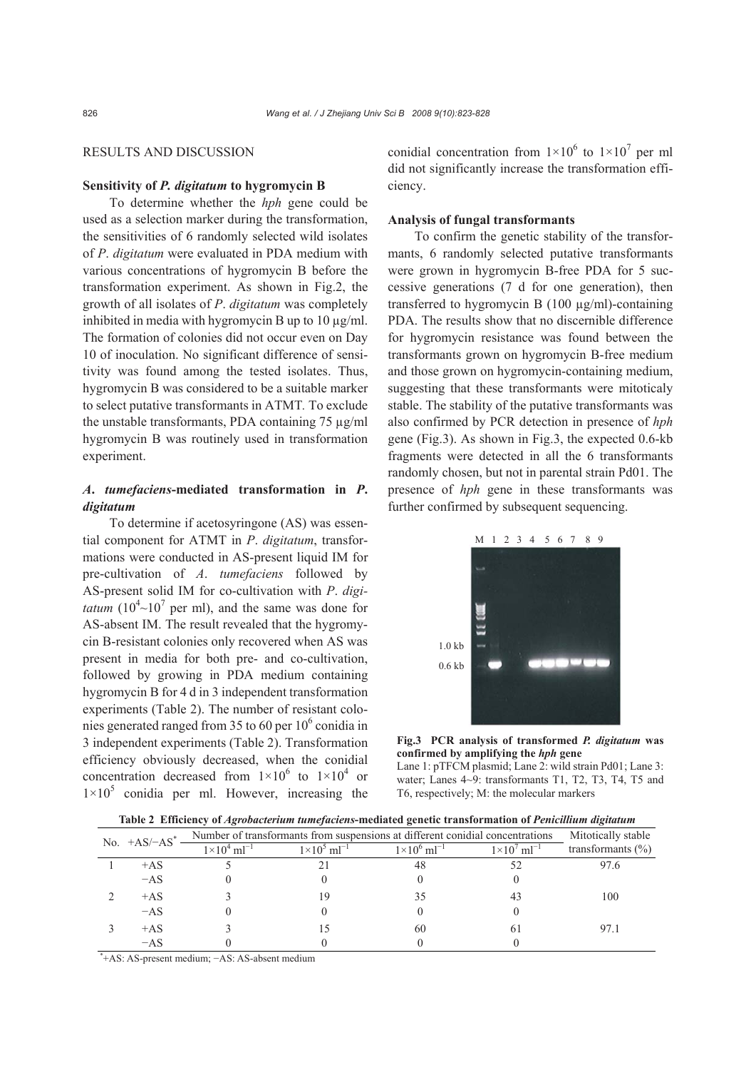## RESULTS AND DISCUSSION

### Sensitivity of *P. digitatum* to hygromycin B

To determine whether the *hph* gene could be used as a selection marker during the transformation, the sensitivities of 6 randomly selected wild isolates of *P*. *digitatum* were evaluated in PDA medium with various concentrations of hygromycin B before the transformation experiment. As shown in Fig.2, the growth of all isolates of *P*. *digitatum* was completely inhibited in media with hygromycin B up to 10 μg/ml. The formation of colonies did not occur even on Day 10 of inoculation. No significant difference of sensitivity was found among the tested isolates. Thus, hygromycin B was considered to be a suitable marker to select putative transformants in ATMT. To exclude the unstable transformants, PDA containing 75 μg/ml hygromycin B was routinely used in transformation experiment.

### *A*. *tumefaciens*-mediated transformation in *P*. *digitatum*

To determine if acetosyringone (AS) was essential component for ATMT in *P*. *digitatum*, transformations were conducted in AS-present liquid IM for pre-cultivation of *A*. *tumefaciens* followed by AS-present solid IM for co-cultivation with *P*. *digitatum* ($10^4$~$10^7$ per ml), and the same was done for AS-absent IM. The result revealed that the hygromycin B-resistant colonies only recovered when AS was present in media for both pre- and co-cultivation, followed by growing in PDA medium containing hygromycin B for 4 d in 3 independent transformation experiments (Table 2). The number of resistant colonies generated ranged from 35 to 60 per $10^6$ conidia in 3 independent experiments (Table 2). Transformation efficiency obviously decreased, when the conidial concentration decreased from $1\times10^6$ to $1\times10^4$ or $1\times10^5$ conidia per ml. However, increasing the conidial concentration from $1\times10^6$ to $1\times10^7$ per ml did not significantly increase the transformation efficiency.

### Analysis of fungal transformants

To confirm the genetic stability of the transformants, 6 randomly selected putative transformants were grown in hygromycin B-free PDA for 5 successive generations (7 d for one generation), then transferred to hygromycin B (100 μg/ml)-containing PDA. The results show that no discernible difference for hygromycin resistance was found between the transformants grown on hygromycin B-free medium and those grown on hygromycin-containing medium, suggesting that these transformants were mitoticaly stable. The stability of the putative transformants was also confirmed by PCR detection in presence of *hph* gene (Fig.3). As shown in Fig.3, the expected 0.6-kb fragments were detected in all the 6 transformants randomly chosen, but not in parental strain Pd01. The presence of *hph* gene in these transformants was further confirmed by subsequent sequencing.

**Fig.3 PCR analysis of transformed *P. digitatum* was confirmed by amplifying the *hph* gene**
Lane 1: pTFCM plasmid; Lane 2: wild strain Pd01; Lane 3: water; Lanes 4~9: transformants T1, T2, T3, T4, T5 and T6, respectively; M: the molecular markers

**Table 2 Efficiency of *Agrobacterium tumefaciens*-mediated genetic transformation of *Penicillium digitatum***

| No. | +AS/−AS* | Number of transformants from suspensions at different conidial concentrations | | | | Mitotically stable transformants (%) |
|---|---|---|---|---|---|---|
| | | $1\times10^4$ ml$^{-1}$ | $1\times10^5$ ml$^{-1}$ | $1\times10^6$ ml$^{-1}$ | $1\times10^7$ ml$^{-1}$ | |
| 1 | +AS | 5 | 21 | 48 | 52 | 97.6 |
| | −AS | 0 | 0 | 0 | 0 | |
| 2 | +AS | 3 | 19 | 35 | 43 | 100 |
| | −AS | 0 | 0 | 0 | 0 | |
| 3 | +AS | 3 | 15 | 60 | 61 | 97.1 |
| | −AS | 0 | 0 | 0 | 0 | |

*+AS: AS-present medium; −AS: AS-absent medium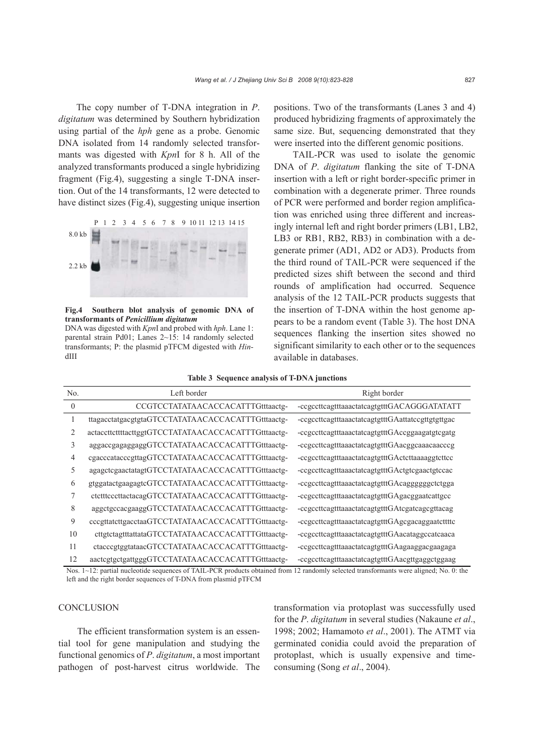The copy number of T-DNA integration in *P*. *digitatum* was determined by Southern hybridization using partial of the *hph* gene as a probe. Genomic DNA isolated from 14 randomly selected transformants was digested with *Kpn*I for 8 h. All of the analyzed transformants produced a single hybridizing fragment (Fig.4), suggesting a single T-DNA insertion. Out of the 14 transformants, 12 were detected to have distinct sizes (Fig.4), suggesting unique insertion positions. Two of the transformants (Lanes 3 and 4) produced hybridizing fragments of approximately the same size. But, sequencing demonstrated that they were inserted into the different genomic positions.

**Fig.4 Southern blot analysis of genomic DNA of transformants of *Penicillium digitatum***
DNA was digested with *Kpn*I and probed with *hph*. Lane 1: parental strain Pd01; Lanes 2~15: 14 randomly selected transformants; P: the plasmid pTFCM digested with *Hin*dIII

TAIL-PCR was used to isolate the genomic DNA of *P*. *digitatum* flanking the site of T-DNA insertion with a left or right border-specific primer in combination with a degenerate primer. Three rounds of PCR were performed and border region amplification was enriched using three different and increasingly internal left and right border primers (LB1, LB2, LB3 or RB1, RB2, RB3) in combination with a degenerate primer (AD1, AD2 or AD3). Products from the third round of TAIL-PCR were sequenced if the predicted sizes shift between the second and third rounds of amplification had occurred. Sequence analysis of the 12 TAIL-PCR products suggests that the insertion of T-DNA within the host genome appears to be a random event (Table 3). The host DNA sequences flanking the insertion sites showed no significant similarity to each other or to the sequences available in databases.

**Table 3 Sequence analysis of T-DNA junctions**

| No. | Left border | Right border |
|---|---|---|
| 0 | CCGTCCTATATAACACCACATTTGtttaactg- | -ccgccttcagtttaaactatcagtgtttGACAGGGATATATT |
| 1 | ttagacctatgacgtgtaGTCCTATATAACACCACATTTGtttaactg- | -ccgccttcagtttaaactatcagtgtttGAattatccgttgtgttgac |
| 2 | actaccttcttttacttggtGTCCTATATAACACCACATTTGtttaactg- | -ccgccttcagtttaaactatcagtgtttGAccggaagatgtcgatg |
| 3 | aggaccgagaggaggGTCCTATATAACACCACATTTGtttaactg- | -ccgccttcagtttaaactatcagtgtttGAacggcaaacaacccg |
| 4 | cgacccatacccgttagGTCCTATATAACACCACATTTGtttaactg- | -ccgccttcagtttaaactatcagtgtttGActcttaaaaggtcttcc |
| 5 | agagctcgaactatagtGTCCTATATAACACCACATTTGtttaactg- | -ccgccttcagtttaaactatcagtgtttGActgtcgaactgtccac |
| 6 | gtggatactgaagagtcGTCCTATATAACACCACATTTGtttaactg- | -ccgccttcagtttaaactatcagtgtttGAcagggggggctctgga |
| 7 | ctctttcccttactacagGTCCTATATAACACCACATTTGtttaactg- | -ccgccttcagtttaaactatcagtgtttGAgacggaatcattgcc |
| 8 | aggctgccacgaaggGTCCTATATAACACCACATTTGtttaactg- | -ccgccttcagtttaaactatcagtgtttGAtcgatcagcgttacag |
| 9 | cccgttatcttgacctaaGTCCTATATAACACCACATTTGtttaactg- | -ccgccttcagtttaaactatcagtgtttGAgcgacaggaatcttttc |
| 10 | cttgtctagtttattataGTCCTATATAACACCACATTTGtttaactg- | -ccgccttcagtttaaactatcagtgtttGAacataggccatcaaca |
| 11 | ctacccgtggtataacGTCCTATATAACACCACATTTGtttaactg- | -ccgccttcagtttaaactatcagtgtttGAagaaggacgaagaga |
| 12 | aactcgtgctgattgggGTCCTATATAACACCACATTTGtttaactg- | -ccgccttcagtttaaactatcagtgtttGAacgttgaggctggaag |

Nos. 1~12: partial nucleotide sequences of TAIL-PCR products obtained from 12 randomly selected transformants were aligned; No. 0: the left and the right border sequences of T-DNA from plasmid pTFCM

## CONCLUSION

The efficient transformation system is an essential tool for gene manipulation and studying the functional genomics of *P*. *digitatum*, a most important pathogen of post-harvest citrus worldwide. The transformation via protoplast was successfully used for the *P*. *digitatum* in several studies (Nakaune *et al*., 1998; 2002; Hamamoto *et al*., 2001). The ATMT via germinated conidia could avoid the preparation of protoplast, which is usually expensive and time-consuming (Song *et al*., 2004).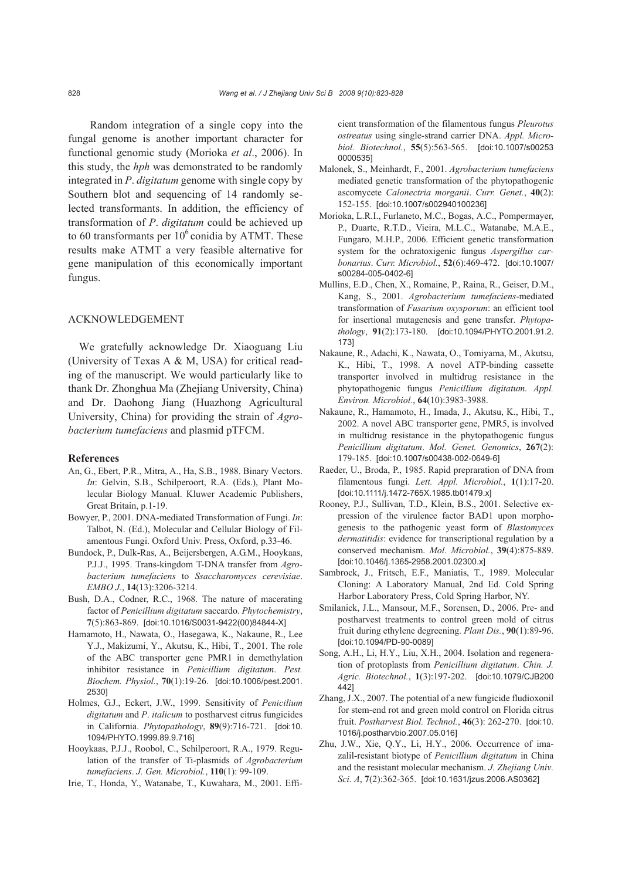Random integration of a single copy into the fungal genome is another important character for functional genomic study (Morioka *et al*., 2006). In this study, the *hph* was demonstrated to be randomly integrated in *P*. *digitatum* genome with single copy by Southern blot and sequencing of 14 randomly selected transformants. In addition, the efficiency of transformation of *P*. *digitatum* could be achieved up to 60 transformants per $10^6$ conidia by ATMT. These results make ATMT a very feasible alternative for gene manipulation of this economically important fungus.

## ACKNOWLEDGEMENT

We gratefully acknowledge Dr. Xiaoguang Liu (University of Texas A & M, USA) for critical reading of the manuscript. We would particularly like to thank Dr. Zhonghua Ma (Zhejiang University, China) and Dr. Daohong Jiang (Huazhong Agricultural University, China) for providing the strain of *Agrobacterium tumefaciens* and plasmid pTFCM.

## References

An, G., Ebert, P.R., Mitra, A., Ha, S.B., 1988. Binary Vectors. *In*: Gelvin, S.B., Schilperoort, R.A. (Eds.), Plant Molecular Biology Manual. Kluwer Academic Publishers, Great Britain, p.1-19.

Bowyer, P., 2001. DNA-mediated Transformation of Fungi. *In*: Talbot, N. (Ed.), Molecular and Cellular Biology of Filamentous Fungi. Oxford Univ. Press, Oxford, p.33-46.

Bundock, P., Dulk-Ras, A., Beijersbergen, A.G.M., Hooykaas, P.J.J., 1995. Trans-kingdom T-DNA transfer from *Agrobacterium tumefaciens* to *Ssaccharomyces cerevisiae*. *EMBO J.*, **14**(13):3206-3214.

Bush, D.A., Codner, R.C., 1968. The nature of macerating factor of *Penicillium digitatum* saccardo. *Phytochemistry*, **7**(5):863-869. [doi:10.1016/S0031-9422(00)84844-X]

Hamamoto, H., Nawata, O., Hasegawa, K., Nakaune, R., Lee Y.J., Makizumi, Y., Akutsu, K., Hibi, T., 2001. The role of the ABC transporter gene PMR1 in demethylation inhibitor resistance in *Penicillium digitatum*. *Pest. Biochem. Physiol.*, **70**(1):19-26. [doi:10.1006/pest.2001.2530]

Holmes, G.J., Eckert, J.W., 1999. Sensitivity of *Penicilium digitatum* and *P*. *italicum* to postharvest citrus fungicides in California. *Phytopathology*, **89**(9):716-721. [doi:10.1094/PHYTO.1999.89.9.716]

Hooykaas, P.J.J., Roobol, C., Schilperoort, R.A., 1979. Regulation of the transfer of Ti-plasmids of *Agrobacterium tumefaciens*. *J. Gen. Microbiol.*, **110**(1): 99-109.

Irie, T., Honda, Y., Watanabe, T., Kuwahara, M., 2001. Efficient transformation of the filamentous fungus *Pleurotus ostreatus* using single-strand carrier DNA. *Appl. Microbiol. Biotechnol.*, **55**(5):563-565. [doi:10.1007/s002530000535]

Malonek, S., Meinhardt, F., 2001. *Agrobacterium tumefaciens* mediated genetic transformation of the phytopathogenic ascomycete *Calonectria morganii*. *Curr. Genet.*, **40**(2): 152-155. [doi:10.1007/s002940100236]

Morioka, L.R.I., Furlaneto, M.C., Bogas, A.C., Pompermayer, P., Duarte, R.T.D., Vieira, M.L.C., Watanabe, M.A.E., Fungaro, M.H.P., 2006. Efficient genetic transformation system for the ochratoxigenic fungus *Aspergillus carbonarius*. *Curr. Microbiol.*, **52**(6):469-472. [doi:10.1007/s00284-005-0402-6]

Mullins, E.D., Chen, X., Romaine, P., Raina, R., Geiser, D.M., Kang, S., 2001. *Agrobacterium tumefaciens*-mediated transformation of *Fusarium oxysporum*: an efficient tool for insertional mutagenesis and gene transfer. *Phytopathology*, **91**(2):173-180. [doi:10.1094/PHYTO.2001.91.2.173]

Nakaune, R., Adachi, K., Nawata, O., Tomiyama, M., Akutsu, K., Hibi, T., 1998. A novel ATP-binding cassette transporter involved in multidrug resistance in the phytopathogenic fungus *Penicillium digitatum*. *Appl. Environ. Microbiol.*, **64**(10):3983-3988.

Nakaune, R., Hamamoto, H., Imada, J., Akutsu, K., Hibi, T., 2002. A novel ABC transporter gene, PMR5, is involved in multidrug resistance in the phytopathogenic fungus *Penicillium digitatum*. *Mol. Genet. Genomics*, **267**(2): 179-185. [doi:10.1007/s00438-002-0649-6]

Raeder, U., Broda, P., 1985. Rapid prepraration of DNA from filamentous fungi. *Lett. Appl. Microbiol.*, **1**(1):17-20. [doi:10.1111/j.1472-765X.1985.tb01479.x]

Rooney, P.J., Sullivan, T.D., Klein, B.S., 2001. Selective expression of the virulence factor BAD1 upon morphogenesis to the pathogenic yeast form of *Blastomyces dermatitidis*: evidence for transcriptional regulation by a conserved mechanism. *Mol. Microbiol.*, **39**(4):875-889. [doi:10.1046/j.1365-2958.2001.02300.x]

Sambrock, J., Fritsch, E.F., Maniatis, T., 1989. Molecular Cloning: A Laboratory Manual, 2nd Ed. Cold Spring Harbor Laboratory Press, Cold Spring Harbor, NY.

Smilanick, J.L., Mansour, M.F., Sorensen, D., 2006. Pre- and postharvest treatments to control green mold of citrus fruit during ethylene degreening. *Plant Dis.*, **90**(1):89-96. [doi:10.1094/PD-90-0089]

Song, A.H., Li, H.Y., Liu, X.H., 2004. Isolation and regeneration of protoplasts from *Penicillium digitatum*. *Chin. J. Agric. Biotechnol.*, **1**(3):197-202. [doi:10.1079/CJB2004442]

Zhang, J.X., 2007. The potential of a new fungicide fludioxonil for stem-end rot and green mold control on Florida citrus fruit. *Postharvest Biol. Technol.*, **46**(3): 262-270. [doi:10.1016/j.postharvbio.2007.05.016]

Zhu, J.W., Xie, Q.Y., Li, H.Y., 2006. Occurrence of imazalil-resistant biotype of *Penicillium digitatum* in China and the resistant molecular mechanism. *J. Zhejiang Univ. Sci. A*, **7**(2):362-365. [doi:10.1631/jzus.2006.AS0362]